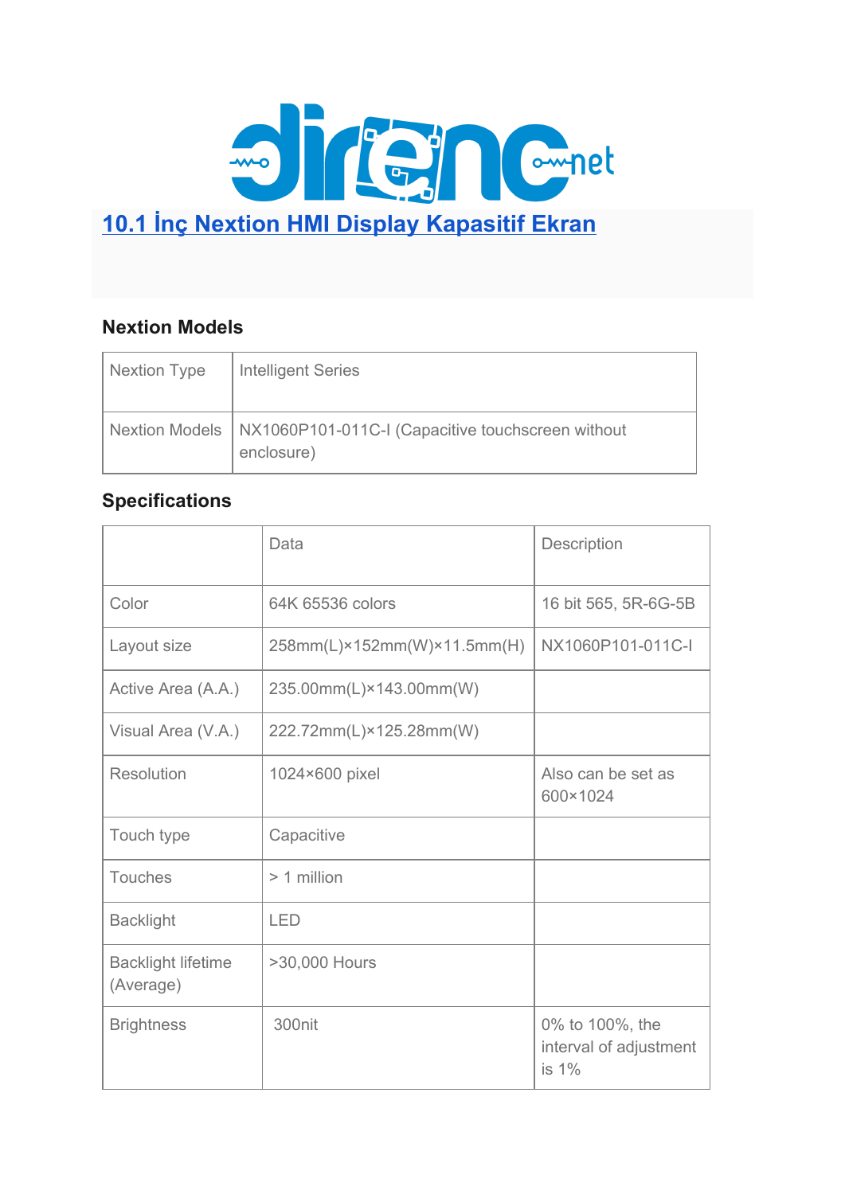# [10.1 İnç Nextion HMI Display Kapasitif Ekran]()

## Nextion Models

| Nextion Type | Intelligent Series |
|---|---|
| Nextion Models | NX1060P101-011C-I (Capacitive touchscreen without enclosure) |

## Specifications

| | Data | Description |
|---|---|---|
| Color | 64K 65536 colors | 16 bit 565, 5R-6G-5B |
| Layout size | 258mm(L)×152mm(W)×11.5mm(H) | NX1060P101-011C-I |
| Active Area (A.A.) | 235.00mm(L)×143.00mm(W) | |
| Visual Area (V.A.) | 222.72mm(L)×125.28mm(W) | |
| Resolution | 1024×600 pixel | Also can be set as 600×1024 |
| Touch type | Capacitive | |
| Touches | > 1 million | |
| Backlight | LED | |
| Backlight lifetime (Average) | >30,000 Hours | |
| Brightness | 300nit | 0% to 100%, the interval of adjustment is 1% |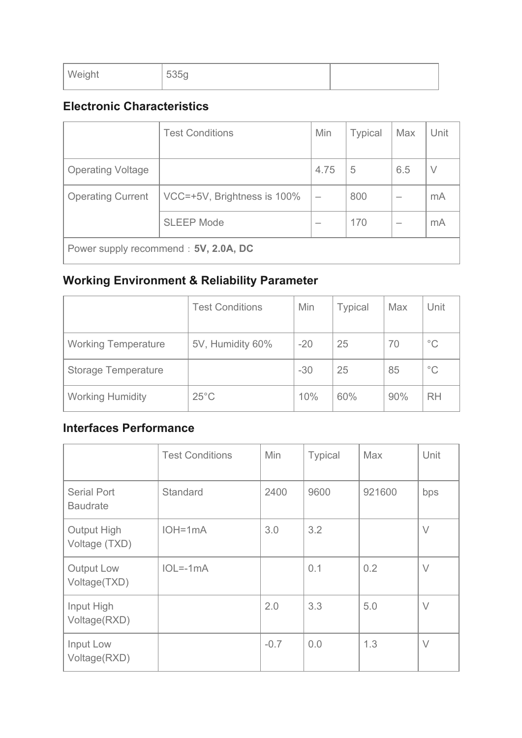| Weight | 535g | |
|---|---|---|

### Electronic Characteristics

| | Test Conditions | Min | Typical | Max | Unit |
|---|---|---|---|---|---|
| Operating Voltage | | 4.75 | 5 | 6.5 | V |
| Operating Current | VCC=+5V, Brightness is 100% | – | 800 | – | mA |
| | SLEEP Mode | – | 170 | – | mA |
| Power supply recommend：**5V, 2.0A, DC** | | | | | |

### Working Environment & Reliability Parameter

| | Test Conditions | Min | Typical | Max | Unit |
|---|---|---|---|---|---|
| Working Temperature | 5V, Humidity 60% | -20 | 25 | 70 | °C |
| Storage Temperature | | -30 | 25 | 85 | °C |
| Working Humidity | 25°C | 10% | 60% | 90% | RH |

### Interfaces Performance

| | Test Conditions | Min | Typical | Max | Unit |
|---|---|---|---|---|---|
| Serial Port Baudrate | Standard | 2400 | 9600 | 921600 | bps |
| Output High Voltage (TXD) | IOH=1mA | 3.0 | 3.2 | | V |
| Output Low Voltage(TXD) | IOL=-1mA | | 0.1 | 0.2 | V |
| Input High Voltage(RXD) | | 2.0 | 3.3 | 5.0 | V |
| Input Low Voltage(RXD) | | -0.7 | 0.0 | 1.3 | V |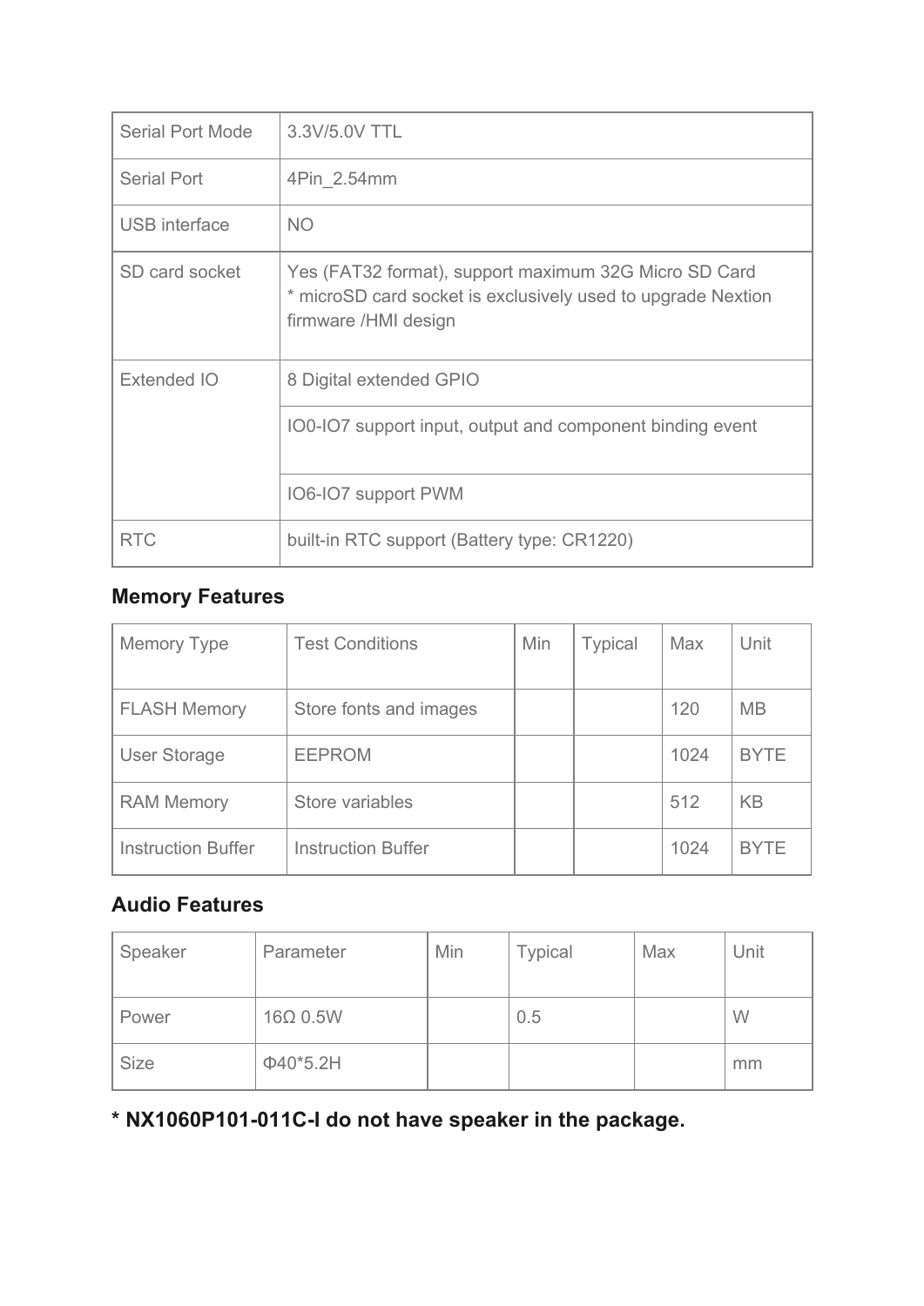| Serial Port Mode | 3.3V/5.0V TTL |
| --- | --- |
| Serial Port | 4Pin_2.54mm |
| USB interface | NO |
| SD card socket | Yes (FAT32 format), support maximum 32G Micro SD Card<br>* microSD card socket is exclusively used to upgrade Nextion firmware /HMI design |
| Extended IO | 8 Digital extended GPIO |
| | IO0-IO7 support input, output and component binding event |
| | IO6-IO7 support PWM |
| RTC | built-in RTC support (Battery type: CR1220) |

### Memory Features

| Memory Type | Test Conditions | Min | Typical | Max | Unit |
| --- | --- | --- | --- | --- | --- |
| FLASH Memory | Store fonts and images | | | 120 | MB |
| User Storage | EEPROM | | | 1024 | BYTE |
| RAM Memory | Store variables | | | 512 | KB |
| Instruction Buffer | Instruction Buffer | | | 1024 | BYTE |

### Audio Features

| Speaker | Parameter | Min | Typical | Max | Unit |
| --- | --- | --- | --- | --- | --- |
| Power | 16Ω 0.5W | | 0.5 | | W |
| Size | Φ40*5.2H | | | | mm |

**\* NX1060P101-011C-I do not have speaker in the package.**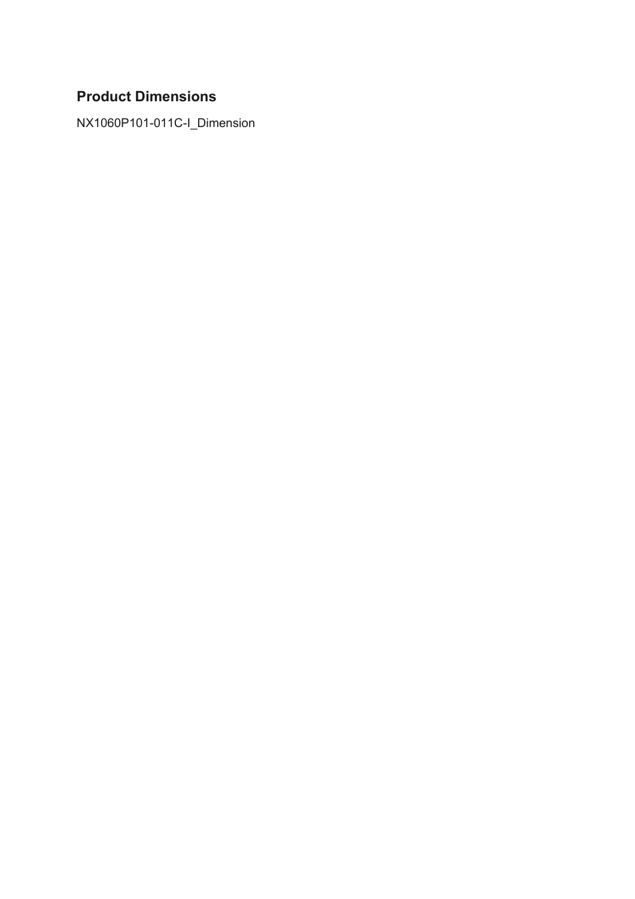## Product Dimensions

NX1060P101-011C-I_Dimension